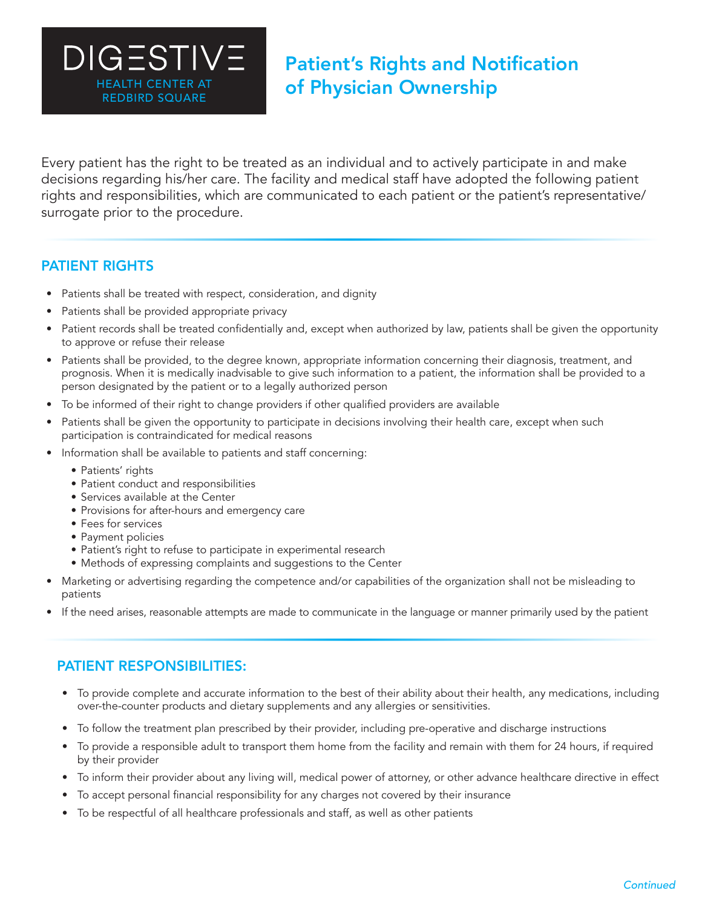DIGESTIVE HEALTH CENTER AT REDBIRD SQUARE

# Patient's Rights and Notification of Physician Ownership

Every patient has the right to be treated as an individual and to actively participate in and make decisions regarding his/her care. The facility and medical staff have adopted the following patient rights and responsibilities, which are communicated to each patient or the patient's representative/surrogate prior to the procedure.

## PATIENT RIGHTS

- Patients shall be treated with respect, consideration, and dignity
- Patients shall be provided appropriate privacy
- Patient records shall be treated confidentially and, except when authorized by law, patients shall be given the opportunity to approve or refuse their release
- Patients shall be provided, to the degree known, appropriate information concerning their diagnosis, treatment, and prognosis. When it is medically inadvisable to give such information to a patient, the information shall be provided to a person designated by the patient or to a legally authorized person
- To be informed of their right to change providers if other qualified providers are available
- Patients shall be given the opportunity to participate in decisions involving their health care, except when such participation is contraindicated for medical reasons
- Information shall be available to patients and staff concerning:
  - Patients' rights
  - Patient conduct and responsibilities
  - Services available at the Center
  - Provisions for after-hours and emergency care
  - Fees for services
  - Payment policies
  - Patient's right to refuse to participate in experimental research
  - Methods of expressing complaints and suggestions to the Center
- Marketing or advertising regarding the competence and/or capabilities of the organization shall not be misleading to patients
- If the need arises, reasonable attempts are made to communicate in the language or manner primarily used by the patient

## PATIENT RESPONSIBILITIES:

- To provide complete and accurate information to the best of their ability about their health, any medications, including over-the-counter products and dietary supplements and any allergies or sensitivities.
- To follow the treatment plan prescribed by their provider, including pre-operative and discharge instructions
- To provide a responsible adult to transport them home from the facility and remain with them for 24 hours, if required by their provider
- To inform their provider about any living will, medical power of attorney, or other advance healthcare directive in effect
- To accept personal financial responsibility for any charges not covered by their insurance
- To be respectful of all healthcare professionals and staff, as well as other patients

*Continued*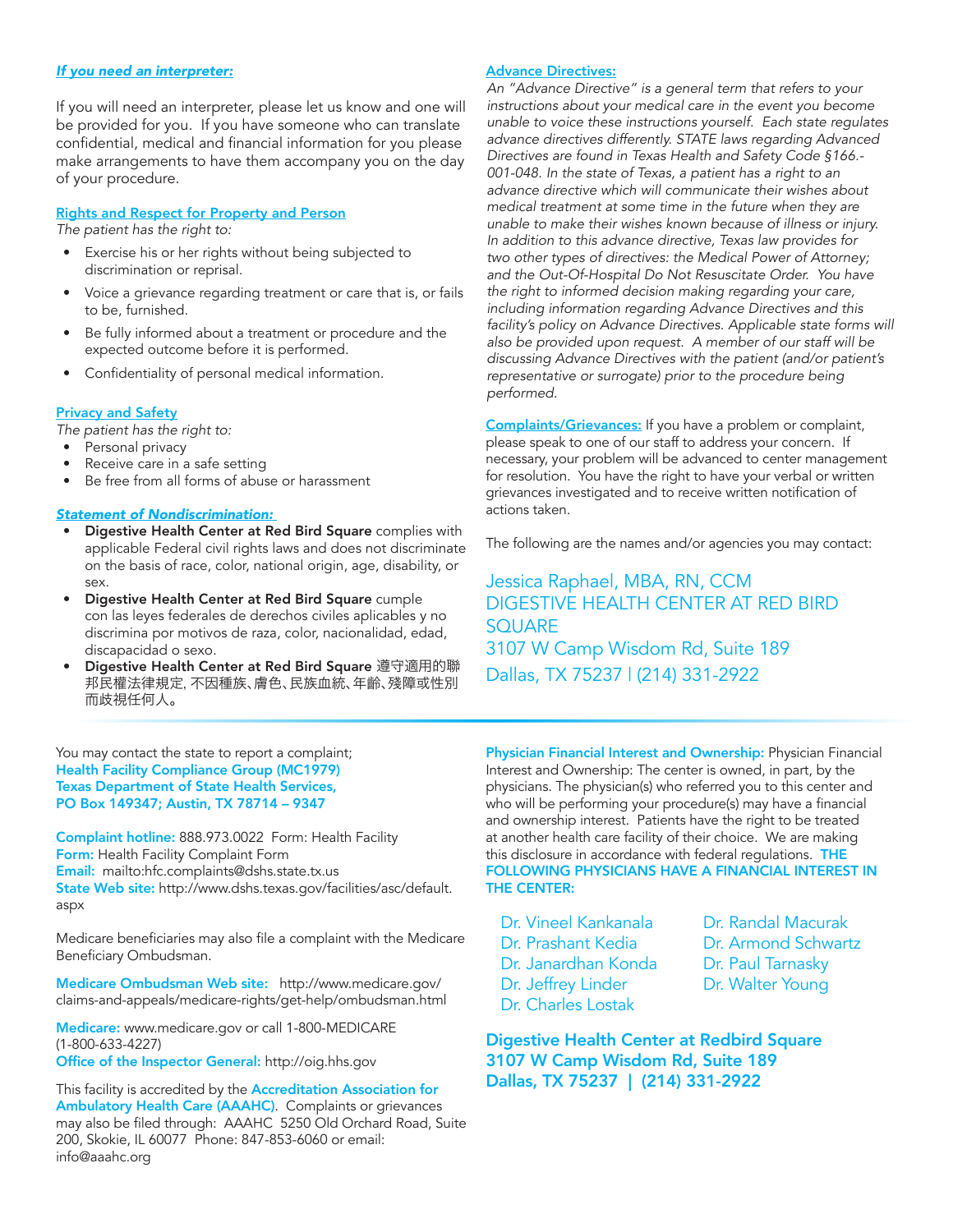***If you need an interpreter:***

If you will need an interpreter, please let us know and one will be provided for you. If you have someone who can translate confidential, medical and financial information for you please make arrangements to have them accompany you on the day of your procedure.

**Rights and Respect for Property and Person**

*The patient has the right to:*

- Exercise his or her rights without being subjected to discrimination or reprisal.
- Voice a grievance regarding treatment or care that is, or fails to be, furnished.
- Be fully informed about a treatment or procedure and the expected outcome before it is performed.
- Confidentiality of personal medical information.

**Privacy and Safety**

*The patient has the right to:*

- Personal privacy
- Receive care in a safe setting
- Be free from all forms of abuse or harassment

***Statement of Nondiscrimination:***

- **Digestive Health Center at Red Bird Square** complies with applicable Federal civil rights laws and does not discriminate on the basis of race, color, national origin, age, disability, or sex.
- **Digestive Health Center at Red Bird Square** cumple con las leyes federales de derechos civiles aplicables y no discrimina por motivos de raza, color, nacionalidad, edad, discapacidad o sexo.
- **Digestive Health Center at Red Bird Square** 遵守適用的聯邦民權法律規定, 不因種族、膚色、民族血統、年齡、殘障或性別而歧視任何人。

**Advance Directives:**

*An "Advance Directive" is a general term that refers to your instructions about your medical care in the event you become unable to voice these instructions yourself. Each state regulates advance directives differently. STATE laws regarding Advanced Directives are found in Texas Health and Safety Code §166.-001-048. In the state of Texas, a patient has a right to an advance directive which will communicate their wishes about medical treatment at some time in the future when they are unable to make their wishes known because of illness or injury. In addition to this advance directive, Texas law provides for two other types of directives: the Medical Power of Attorney; and the Out-Of-Hospital Do Not Resuscitate Order. You have the right to informed decision making regarding your care, including information regarding Advance Directives and this facility's policy on Advance Directives. Applicable state forms will also be provided upon request. A member of our staff will be discussing Advance Directives with the patient (and/or patient's representative or surrogate) prior to the procedure being performed.*

**Complaints/Grievances:** If you have a problem or complaint, please speak to one of our staff to address your concern. If necessary, your problem will be advanced to center management for resolution. You have the right to have your verbal or written grievances investigated and to receive written notification of actions taken.

The following are the names and/or agencies you may contact:

Jessica Raphael, MBA, RN, CCM
DIGESTIVE HEALTH CENTER AT RED BIRD SQUARE
3107 W Camp Wisdom Rd, Suite 189
Dallas, TX 75237 | (214) 331-2922

You may contact the state to report a complaint;
**Health Facility Compliance Group (MC1979)**
**Texas Department of State Health Services,**
**PO Box 149347; Austin, TX 78714 – 9347**

**Complaint hotline:** 888.973.0022 Form: Health Facility
**Form:** Health Facility Complaint Form
**Email:** mailto:hfc.complaints@dshs.state.tx.us
**State Web site:** http://www.dshs.texas.gov/facilities/asc/default.aspx

Medicare beneficiaries may also file a complaint with the Medicare Beneficiary Ombudsman.

**Medicare Ombudsman Web site:** http://www.medicare.gov/claims-and-appeals/medicare-rights/get-help/ombudsman.html

**Medicare:** www.medicare.gov or call 1-800-MEDICARE (1-800-633-4227)
**Office of the Inspector General:** http://oig.hhs.gov

This facility is accredited by the **Accreditation Association for Ambulatory Health Care (AAAHC)**. Complaints or grievances may also be filed through: AAAHC 5250 Old Orchard Road, Suite 200, Skokie, IL 60077 Phone: 847-853-6060 or email: info@aaahc.org

**Physician Financial Interest and Ownership:** Physician Financial Interest and Ownership: The center is owned, in part, by the physicians. The physician(s) who referred you to this center and who will be performing your procedure(s) may have a financial and ownership interest. Patients have the right to be treated at another health care facility of their choice. We are making this disclosure in accordance with federal regulations. **THE FOLLOWING PHYSICIANS HAVE A FINANCIAL INTEREST IN THE CENTER:**

- Dr. Vineel Kankanala
- Dr. Prashant Kedia
- Dr. Janardhan Konda
- Dr. Jeffrey Linder
- Dr. Charles Lostak
- Dr. Randal Macurak
- Dr. Armond Schwartz
- Dr. Paul Tarnasky
- Dr. Walter Young

**Digestive Health Center at Redbird Square**
**3107 W Camp Wisdom Rd, Suite 189**
**Dallas, TX 75237 | (214) 331-2922**